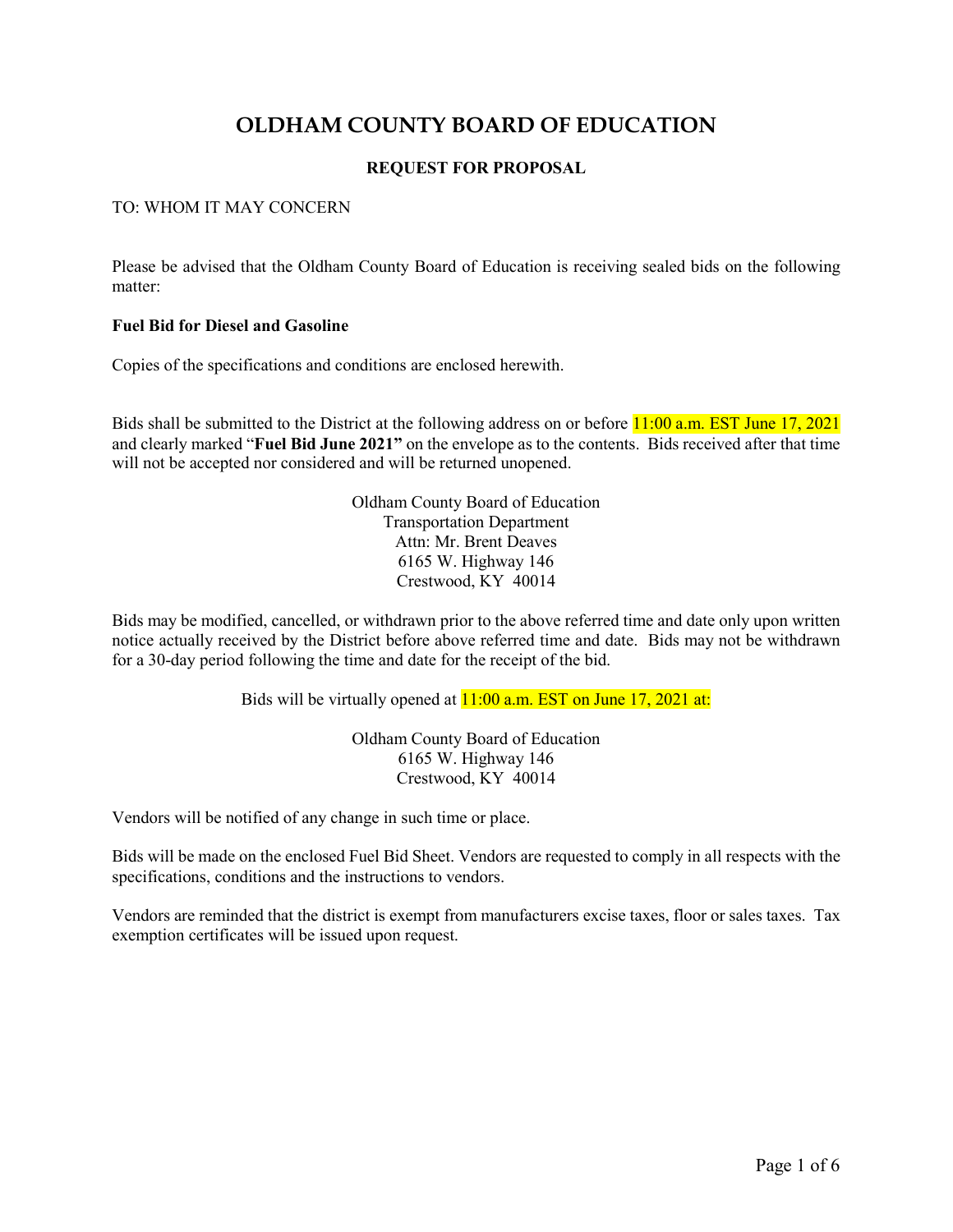# OLDHAM COUNTY BOARD OF EDUCATION

**REQUEST FOR PROPOSAL**

TO: WHOM IT MAY CONCERN

Please be advised that the Oldham County Board of Education is receiving sealed bids on the following matter:

**Fuel Bid for Diesel and Gasoline**

Copies of the specifications and conditions are enclosed herewith.

Bids shall be submitted to the District at the following address on or before 11:00 a.m. EST June 17, 2021 and clearly marked "**Fuel Bid June 2021"** on the envelope as to the contents. Bids received after that time will not be accepted nor considered and will be returned unopened.

Oldham County Board of Education
Transportation Department
Attn: Mr. Brent Deaves
6165 W. Highway 146
Crestwood, KY 40014

Bids may be modified, cancelled, or withdrawn prior to the above referred time and date only upon written notice actually received by the District before above referred time and date. Bids may not be withdrawn for a 30-day period following the time and date for the receipt of the bid.

Bids will be virtually opened at 11:00 a.m. EST on June 17, 2021 at:

Oldham County Board of Education
6165 W. Highway 146
Crestwood, KY 40014

Vendors will be notified of any change in such time or place.

Bids will be made on the enclosed Fuel Bid Sheet. Vendors are requested to comply in all respects with the specifications, conditions and the instructions to vendors.

Vendors are reminded that the district is exempt from manufacturers excise taxes, floor or sales taxes. Tax exemption certificates will be issued upon request.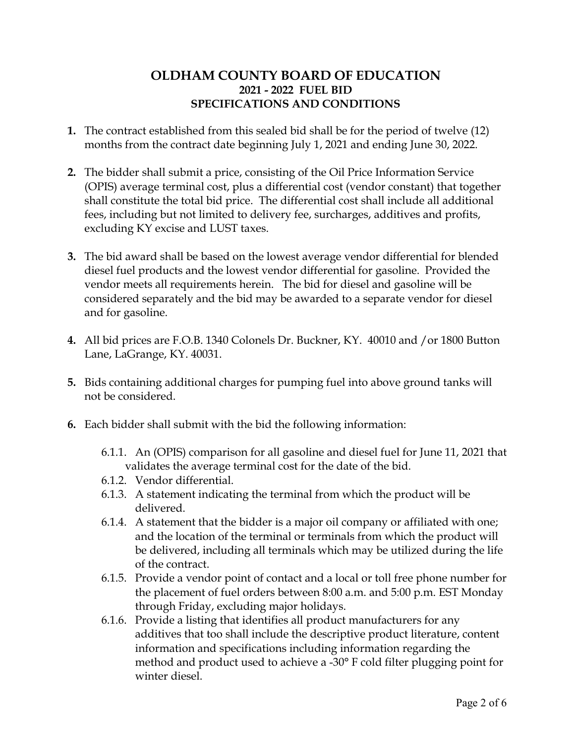# OLDHAM COUNTY BOARD OF EDUCATION
## 2021 - 2022 FUEL BID
## SPECIFICATIONS AND CONDITIONS

1. The contract established from this sealed bid shall be for the period of twelve (12) months from the contract date beginning July 1, 2021 and ending June 30, 2022.

2. The bidder shall submit a price, consisting of the Oil Price Information Service (OPIS) average terminal cost, plus a differential cost (vendor constant) that together shall constitute the total bid price. The differential cost shall include all additional fees, including but not limited to delivery fee, surcharges, additives and profits, excluding KY excise and LUST taxes.

3. The bid award shall be based on the lowest average vendor differential for blended diesel fuel products and the lowest vendor differential for gasoline. Provided the vendor meets all requirements herein. The bid for diesel and gasoline will be considered separately and the bid may be awarded to a separate vendor for diesel and for gasoline.

4. All bid prices are F.O.B. 1340 Colonels Dr. Buckner, KY. 40010 and /or 1800 Button Lane, LaGrange, KY. 40031.

5. Bids containing additional charges for pumping fuel into above ground tanks will not be considered.

6. Each bidder shall submit with the bid the following information:

   6.1.1. An (OPIS) comparison for all gasoline and diesel fuel for June 11, 2021 that validates the average terminal cost for the date of the bid.
   
   6.1.2. Vendor differential.
   
   6.1.3. A statement indicating the terminal from which the product will be delivered.
   
   6.1.4. A statement that the bidder is a major oil company or affiliated with one; and the location of the terminal or terminals from which the product will be delivered, including all terminals which may be utilized during the life of the contract.
   
   6.1.5. Provide a vendor point of contact and a local or toll free phone number for the placement of fuel orders between 8:00 a.m. and 5:00 p.m. EST Monday through Friday, excluding major holidays.
   
   6.1.6. Provide a listing that identifies all product manufacturers for any additives that too shall include the descriptive product literature, content information and specifications including information regarding the method and product used to achieve a -30° F cold filter plugging point for winter diesel.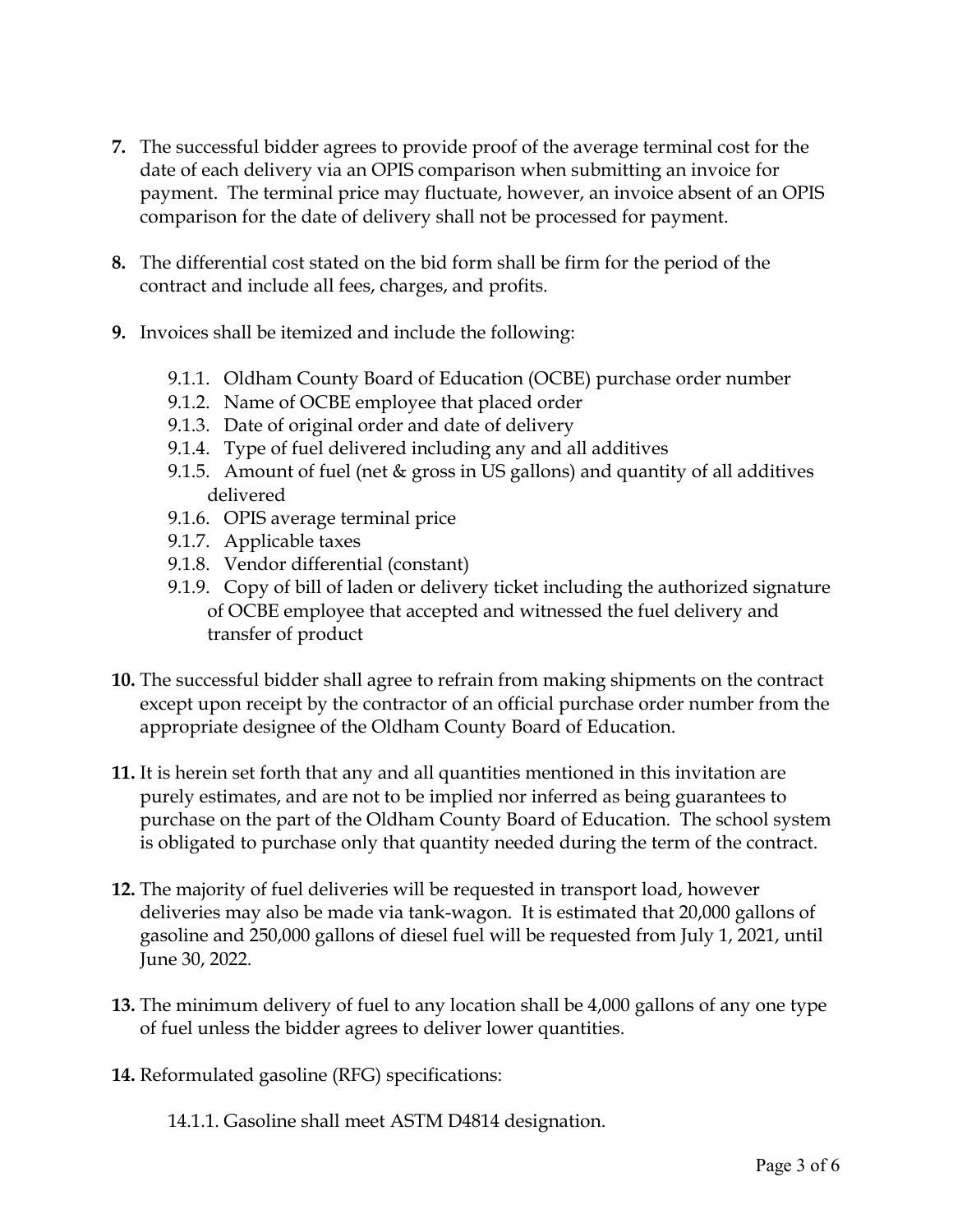7. The successful bidder agrees to provide proof of the average terminal cost for the date of each delivery via an OPIS comparison when submitting an invoice for payment. The terminal price may fluctuate, however, an invoice absent of an OPIS comparison for the date of delivery shall not be processed for payment.

8. The differential cost stated on the bid form shall be firm for the period of the contract and include all fees, charges, and profits.

9. Invoices shall be itemized and include the following:

   9.1.1. Oldham County Board of Education (OCBE) purchase order number
   9.1.2. Name of OCBE employee that placed order
   9.1.3. Date of original order and date of delivery
   9.1.4. Type of fuel delivered including any and all additives
   9.1.5. Amount of fuel (net & gross in US gallons) and quantity of all additives delivered
   9.1.6. OPIS average terminal price
   9.1.7. Applicable taxes
   9.1.8. Vendor differential (constant)
   9.1.9. Copy of bill of laden or delivery ticket including the authorized signature of OCBE employee that accepted and witnessed the fuel delivery and transfer of product

10. The successful bidder shall agree to refrain from making shipments on the contract except upon receipt by the contractor of an official purchase order number from the appropriate designee of the Oldham County Board of Education.

11. It is herein set forth that any and all quantities mentioned in this invitation are purely estimates, and are not to be implied nor inferred as being guarantees to purchase on the part of the Oldham County Board of Education. The school system is obligated to purchase only that quantity needed during the term of the contract.

12. The majority of fuel deliveries will be requested in transport load, however deliveries may also be made via tank-wagon. It is estimated that 20,000 gallons of gasoline and 250,000 gallons of diesel fuel will be requested from July 1, 2021, until June 30, 2022.

13. The minimum delivery of fuel to any location shall be 4,000 gallons of any one type of fuel unless the bidder agrees to deliver lower quantities.

14. Reformulated gasoline (RFG) specifications:

    14.1.1. Gasoline shall meet ASTM D4814 designation.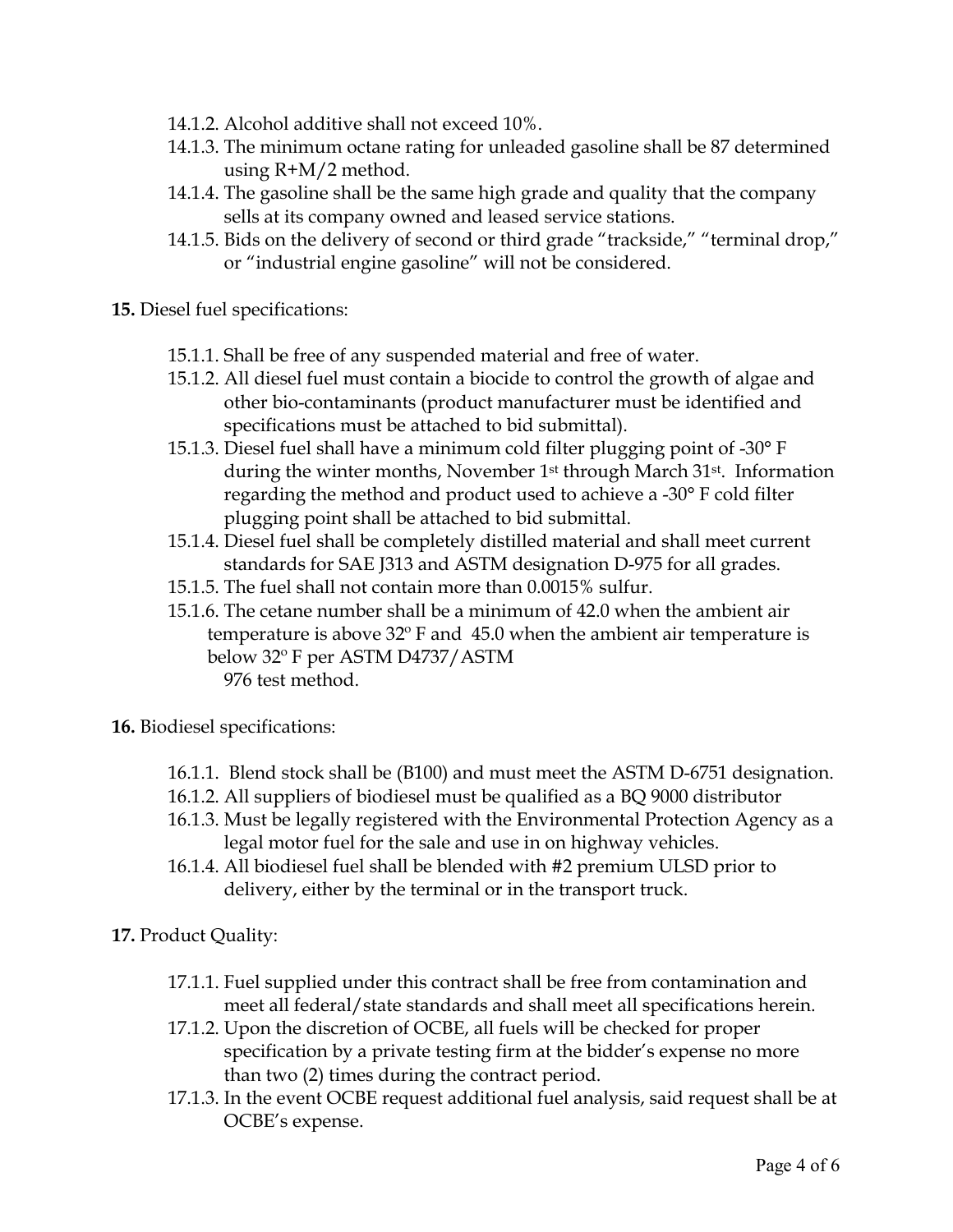14.1.2. Alcohol additive shall not exceed 10%.

14.1.3. The minimum octane rating for unleaded gasoline shall be 87 determined using R+M/2 method.

14.1.4. The gasoline shall be the same high grade and quality that the company sells at its company owned and leased service stations.

14.1.5. Bids on the delivery of second or third grade "trackside," "terminal drop," or "industrial engine gasoline" will not be considered.

**15.** Diesel fuel specifications:

15.1.1. Shall be free of any suspended material and free of water.

15.1.2. All diesel fuel must contain a biocide to control the growth of algae and other bio-contaminants (product manufacturer must be identified and specifications must be attached to bid submittal).

15.1.3. Diesel fuel shall have a minimum cold filter plugging point of -30° F during the winter months, November 1st through March 31st. Information regarding the method and product used to achieve a -30° F cold filter plugging point shall be attached to bid submittal.

15.1.4. Diesel fuel shall be completely distilled material and shall meet current standards for SAE J313 and ASTM designation D-975 for all grades.

15.1.5. The fuel shall not contain more than 0.0015% sulfur.

15.1.6. The cetane number shall be a minimum of 42.0 when the ambient air temperature is above 32° F and 45.0 when the ambient air temperature is below 32° F per ASTM D4737/ASTM 976 test method.

**16.** Biodiesel specifications:

16.1.1. Blend stock shall be (B100) and must meet the ASTM D-6751 designation.

16.1.2. All suppliers of biodiesel must be qualified as a BQ 9000 distributor

16.1.3. Must be legally registered with the Environmental Protection Agency as a legal motor fuel for the sale and use in on highway vehicles.

16.1.4. All biodiesel fuel shall be blended with #2 premium ULSD prior to delivery, either by the terminal or in the transport truck.

**17.** Product Quality:

17.1.1. Fuel supplied under this contract shall be free from contamination and meet all federal/state standards and shall meet all specifications herein.

17.1.2. Upon the discretion of OCBE, all fuels will be checked for proper specification by a private testing firm at the bidder's expense no more than two (2) times during the contract period.

17.1.3. In the event OCBE request additional fuel analysis, said request shall be at OCBE's expense.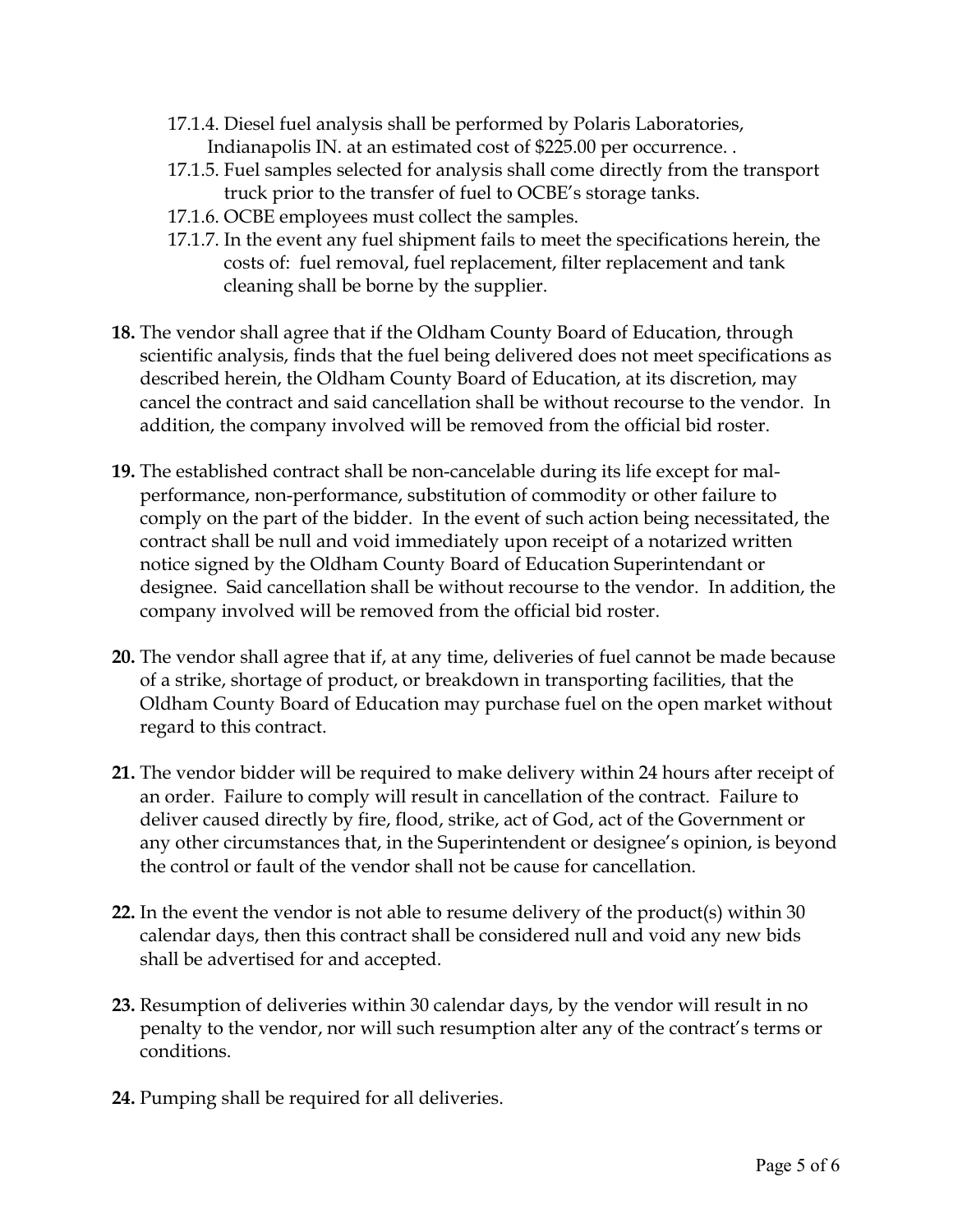- 17.1.4. Diesel fuel analysis shall be performed by Polaris Laboratories, Indianapolis IN. at an estimated cost of $225.00 per occurrence. .
- 17.1.5. Fuel samples selected for analysis shall come directly from the transport truck prior to the transfer of fuel to OCBE's storage tanks.
- 17.1.6. OCBE employees must collect the samples.
- 17.1.7. In the event any fuel shipment fails to meet the specifications herein, the costs of: fuel removal, fuel replacement, filter replacement and tank cleaning shall be borne by the supplier.

**18.** The vendor shall agree that if the Oldham County Board of Education, through scientific analysis, finds that the fuel being delivered does not meet specifications as described herein, the Oldham County Board of Education, at its discretion, may cancel the contract and said cancellation shall be without recourse to the vendor. In addition, the company involved will be removed from the official bid roster.

**19.** The established contract shall be non-cancelable during its life except for mal-performance, non-performance, substitution of commodity or other failure to comply on the part of the bidder. In the event of such action being necessitated, the contract shall be null and void immediately upon receipt of a notarized written notice signed by the Oldham County Board of Education Superintendant or designee. Said cancellation shall be without recourse to the vendor. In addition, the company involved will be removed from the official bid roster.

**20.** The vendor shall agree that if, at any time, deliveries of fuel cannot be made because of a strike, shortage of product, or breakdown in transporting facilities, that the Oldham County Board of Education may purchase fuel on the open market without regard to this contract.

**21.** The vendor bidder will be required to make delivery within 24 hours after receipt of an order. Failure to comply will result in cancellation of the contract. Failure to deliver caused directly by fire, flood, strike, act of God, act of the Government or any other circumstances that, in the Superintendent or designee's opinion, is beyond the control or fault of the vendor shall not be cause for cancellation.

**22.** In the event the vendor is not able to resume delivery of the product(s) within 30 calendar days, then this contract shall be considered null and void any new bids shall be advertised for and accepted.

**23.** Resumption of deliveries within 30 calendar days, by the vendor will result in no penalty to the vendor, nor will such resumption alter any of the contract's terms or conditions.

**24.** Pumping shall be required for all deliveries.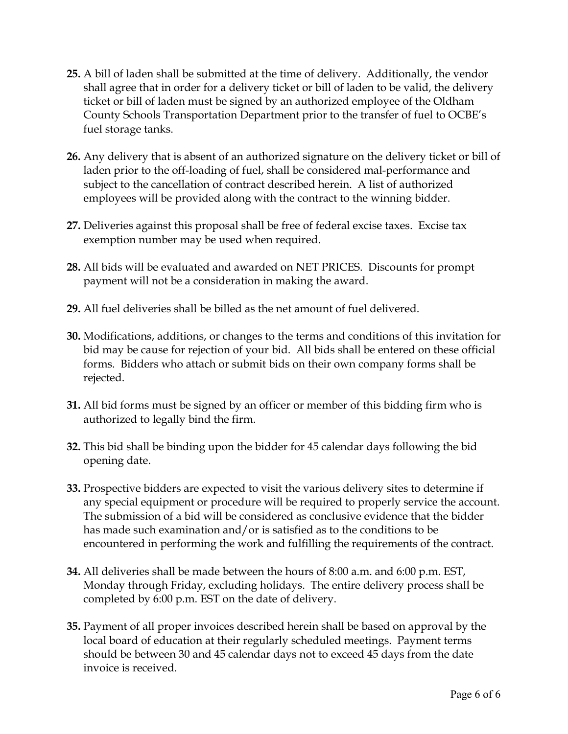**25.** A bill of laden shall be submitted at the time of delivery. Additionally, the vendor shall agree that in order for a delivery ticket or bill of laden to be valid, the delivery ticket or bill of laden must be signed by an authorized employee of the Oldham County Schools Transportation Department prior to the transfer of fuel to OCBE's fuel storage tanks.

**26.** Any delivery that is absent of an authorized signature on the delivery ticket or bill of laden prior to the off-loading of fuel, shall be considered mal-performance and subject to the cancellation of contract described herein. A list of authorized employees will be provided along with the contract to the winning bidder.

**27.** Deliveries against this proposal shall be free of federal excise taxes. Excise tax exemption number may be used when required.

**28.** All bids will be evaluated and awarded on NET PRICES. Discounts for prompt payment will not be a consideration in making the award.

**29.** All fuel deliveries shall be billed as the net amount of fuel delivered.

**30.** Modifications, additions, or changes to the terms and conditions of this invitation for bid may be cause for rejection of your bid. All bids shall be entered on these official forms. Bidders who attach or submit bids on their own company forms shall be rejected.

**31.** All bid forms must be signed by an officer or member of this bidding firm who is authorized to legally bind the firm.

**32.** This bid shall be binding upon the bidder for 45 calendar days following the bid opening date.

**33.** Prospective bidders are expected to visit the various delivery sites to determine if any special equipment or procedure will be required to properly service the account. The submission of a bid will be considered as conclusive evidence that the bidder has made such examination and/or is satisfied as to the conditions to be encountered in performing the work and fulfilling the requirements of the contract.

**34.** All deliveries shall be made between the hours of 8:00 a.m. and 6:00 p.m. EST, Monday through Friday, excluding holidays. The entire delivery process shall be completed by 6:00 p.m. EST on the date of delivery.

**35.** Payment of all proper invoices described herein shall be based on approval by the local board of education at their regularly scheduled meetings. Payment terms should be between 30 and 45 calendar days not to exceed 45 days from the date invoice is received.